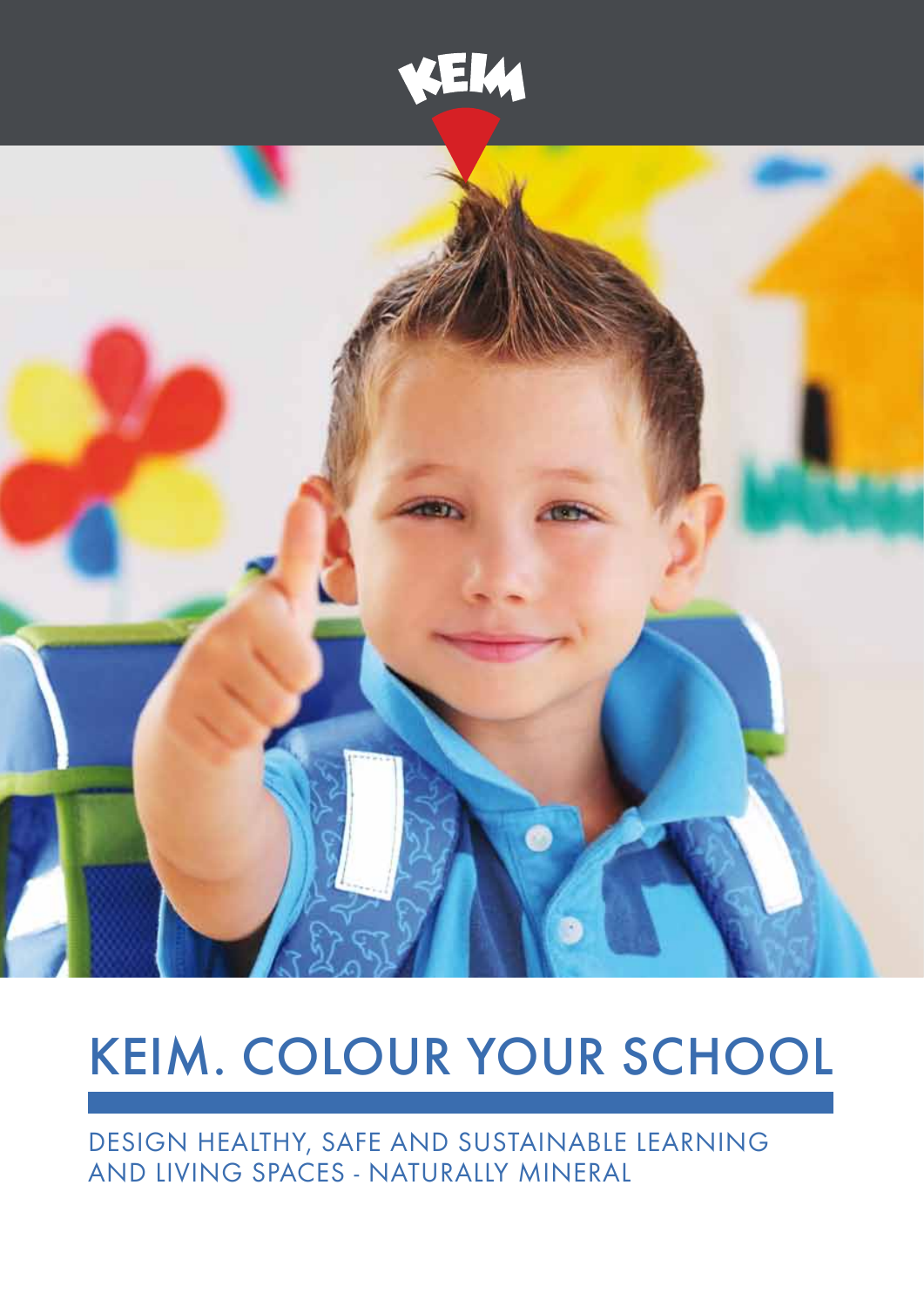KEIM

# KEIM. COLOUR YOUR SCHOOL

DESIGN HEALTHY, SAFE AND SUSTAINABLE LEARNING AND LIVING SPACES - NATURALLY MINERAL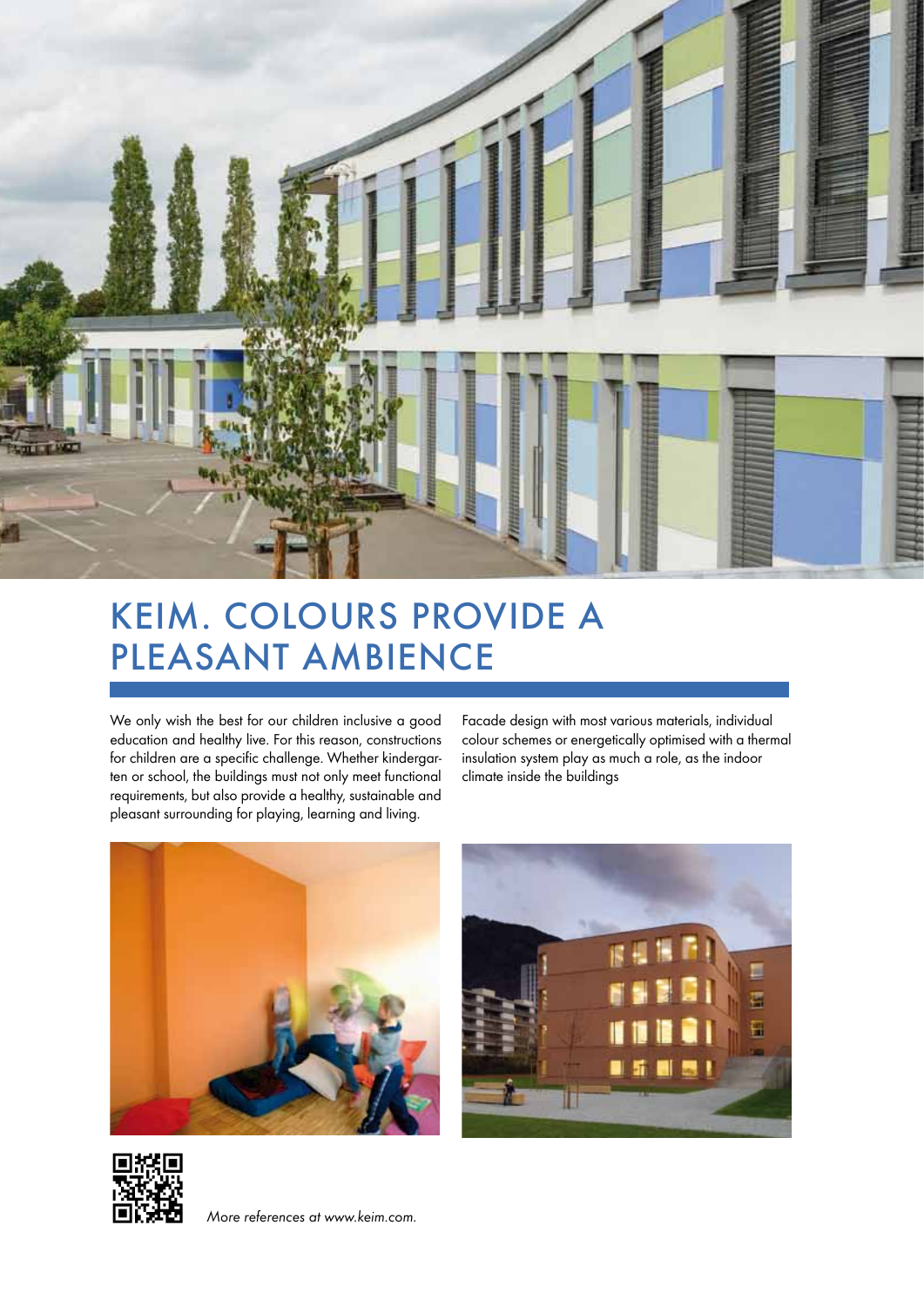# KEIM. COLOURS PROVIDE A PLEASANT AMBIENCE

We only wish the best for our children inclusive a good education and healthy live. For this reason, constructions for children are a specific challenge. Whether kindergarten or school, the buildings must not only meet functional requirements, but also provide a healthy, sustainable and pleasant surrounding for playing, learning and living.

Facade design with most various materials, individual colour schemes or energetically optimised with a thermal insulation system play as much a role, as the indoor climate inside the buildings

*More references at www.keim.com.*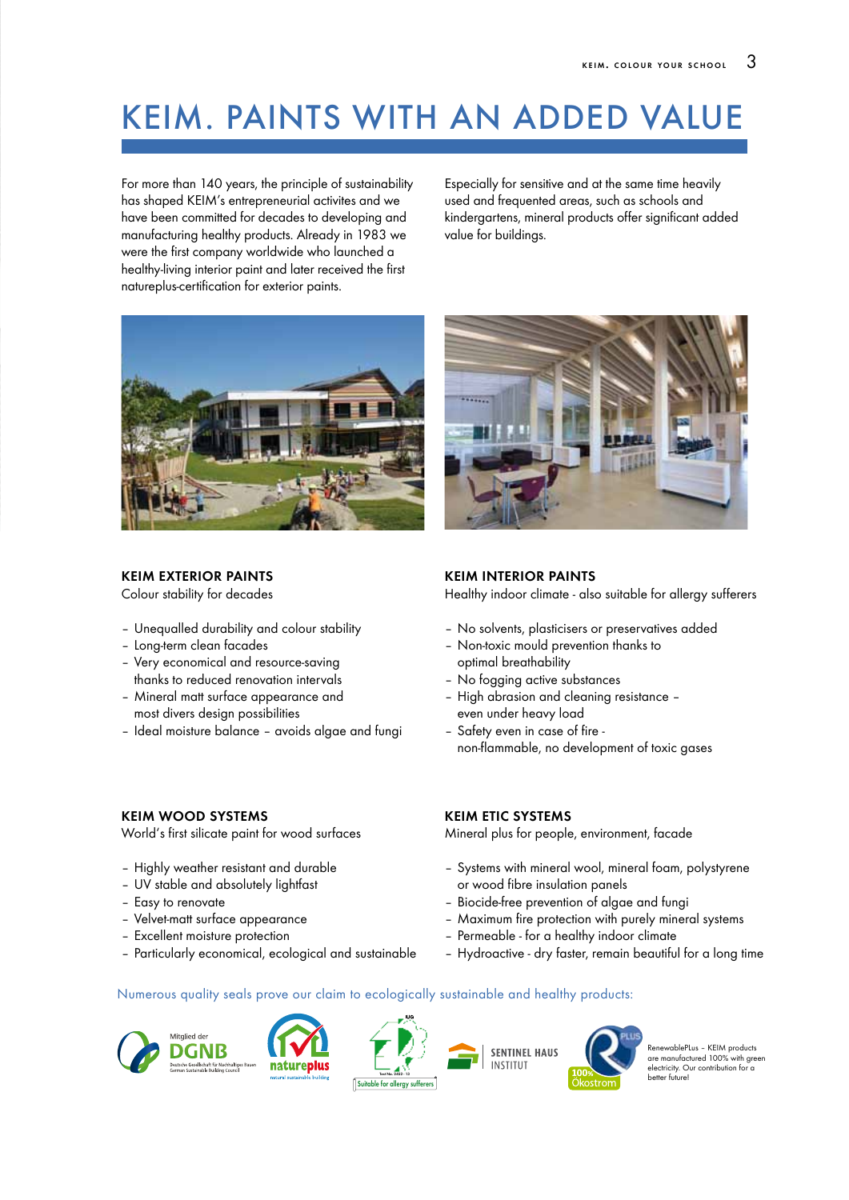# KEIM. PAINTS WITH AN ADDED VALUE

For more than 140 years, the principle of sustainability has shaped KEIM's entrepreneurial activites and we have been committed for decades to developing and manufacturing healthy products. Already in 1983 we were the first company worldwide who launched a healthy-living interior paint and later received the first natureplus-certification for exterior paints.

Especially for sensitive and at the same time heavily used and frequented areas, such as schools and kindergartens, mineral products offer significant added value for buildings.

### KEIM EXTERIOR PAINTS

Colour stability for decades

- Unequalled durability and colour stability
- Long-term clean facades
- Very economical and resource-saving thanks to reduced renovation intervals
- Mineral matt surface appearance and most divers design possibilities
- Ideal moisture balance – avoids algae and fungi

### KEIM INTERIOR PAINTS

Healthy indoor climate - also suitable for allergy sufferers

- No solvents, plasticisers or preservatives added
- Non-toxic mould prevention thanks to optimal breathability
- No fogging active substances
- High abrasion and cleaning resistance – even under heavy load
- Safety even in case of fire - non-flammable, no development of toxic gases

### KEIM WOOD SYSTEMS

World's first silicate paint for wood surfaces

- Highly weather resistant and durable
- UV stable and absolutely lightfast
- Easy to renovate
- Velvet-matt surface appearance
- Excellent moisture protection
- Particularly economical, ecological and sustainable

### KEIM ETIC SYSTEMS

Mineral plus for people, environment, facade

- Systems with mineral wool, mineral foam, polystyrene or wood fibre insulation panels
- Biocide-free prevention of algae and fungi
- Maximum fire protection with purely mineral systems
- Permeable - for a healthy indoor climate
- Hydroactive - dry faster, remain beautiful for a long time

Numerous quality seals prove our claim to ecologically sustainable and healthy products:

Mitglied der DGNB – Deutsche Gesellschaft für Nachhaltiges Bauen – German Sustainable Building Council

natureplus – natural sustainable building

Suitable for allergy sufferers

SENTINEL HAUS INSTITUT

100% Ökostrom

RenewablePLus – KEIM products are manufactured 100% with green electricity. Our contribution for a better future!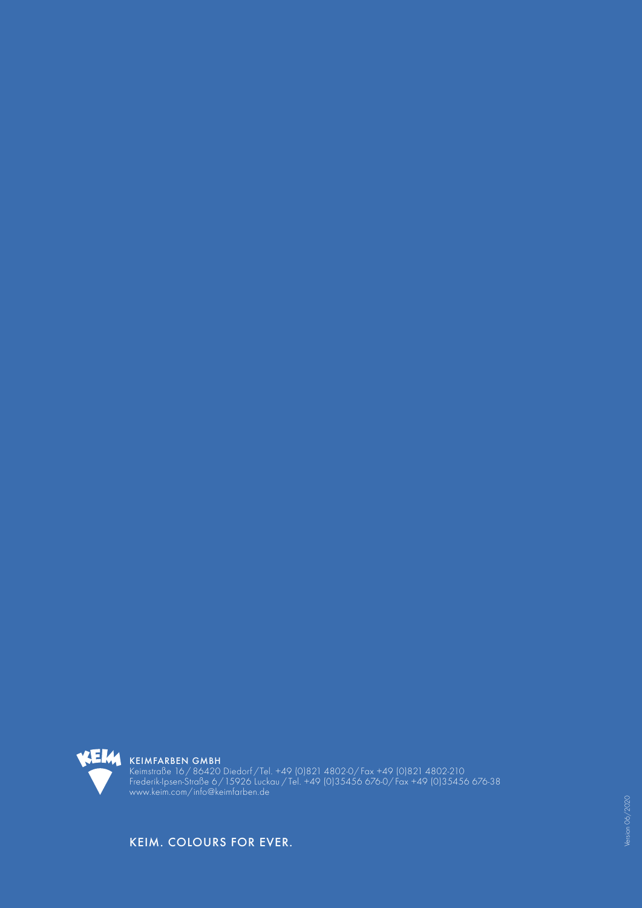KEIMFARBEN GMBH
Keimstraße 16 / 86420 Diedorf / Tel. +49 (0)821 4802-0 / Fax +49 (0)821 4802-210
Frederik-Ipsen-Straße 6 / 15926 Luckau / Tel. +49 (0)35456 676-0 / Fax +49 (0)35456 676-38
www.keim.com / info@keimfarben.de

KEIM. COLOURS FOR EVER.

Version 06/2020